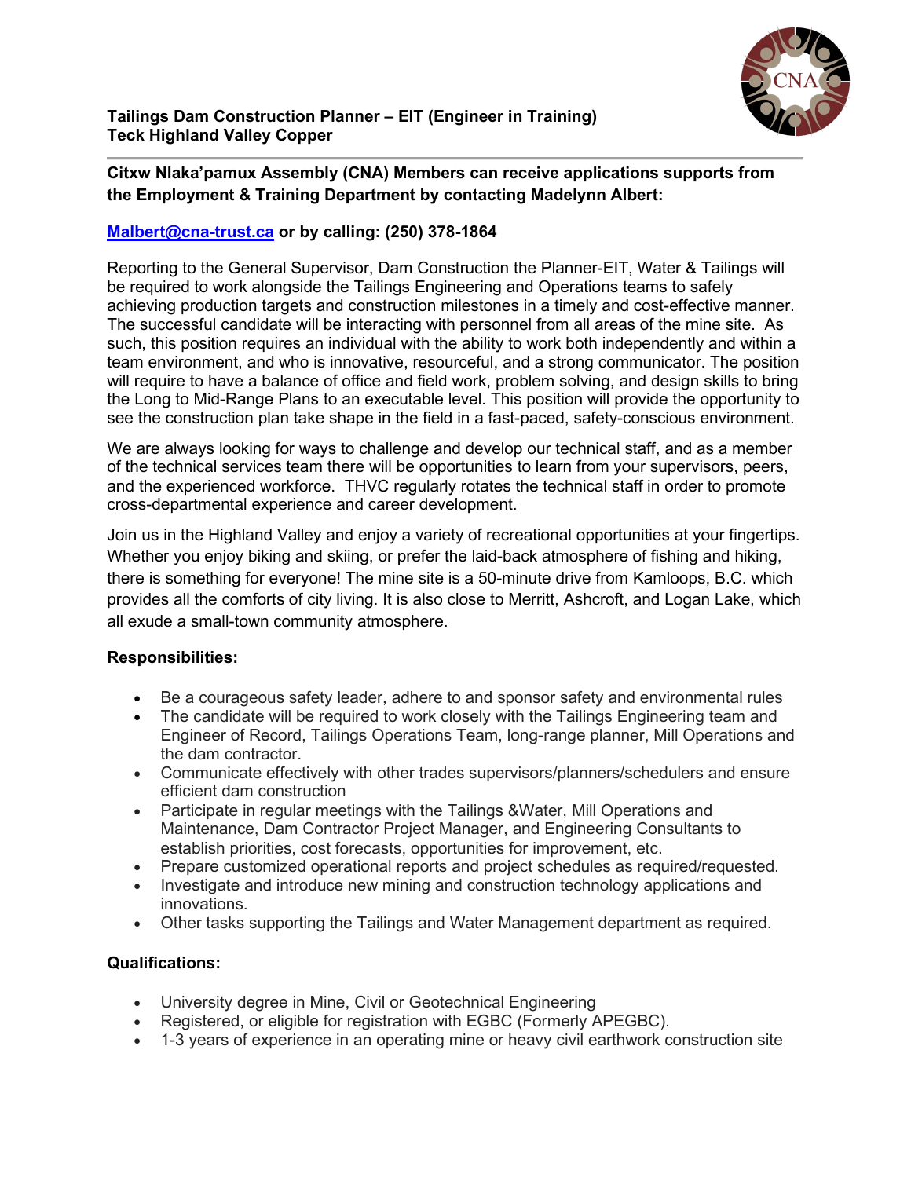**Tailings Dam Construction Planner – EIT (Engineer in Training)**
**Teck Highland Valley Copper**

**Citxw Nlaka'pamux Assembly (CNA) Members can receive applications supports from the Employment & Training Department by contacting Madelynn Albert:**

**[Malbert@cna-trust.ca](mailto:Malbert@cna-trust.ca) or by calling: (250) 378-1864**

Reporting to the General Supervisor, Dam Construction the Planner-EIT, Water & Tailings will be required to work alongside the Tailings Engineering and Operations teams to safely achieving production targets and construction milestones in a timely and cost-effective manner. The successful candidate will be interacting with personnel from all areas of the mine site. As such, this position requires an individual with the ability to work both independently and within a team environment, and who is innovative, resourceful, and a strong communicator. The position will require to have a balance of office and field work, problem solving, and design skills to bring the Long to Mid-Range Plans to an executable level. This position will provide the opportunity to see the construction plan take shape in the field in a fast-paced, safety-conscious environment.

We are always looking for ways to challenge and develop our technical staff, and as a member of the technical services team there will be opportunities to learn from your supervisors, peers, and the experienced workforce. THVC regularly rotates the technical staff in order to promote cross-departmental experience and career development.

Join us in the Highland Valley and enjoy a variety of recreational opportunities at your fingertips. Whether you enjoy biking and skiing, or prefer the laid-back atmosphere of fishing and hiking, there is something for everyone! The mine site is a 50-minute drive from Kamloops, B.C. which provides all the comforts of city living. It is also close to Merritt, Ashcroft, and Logan Lake, which all exude a small-town community atmosphere.

**Responsibilities:**

- Be a courageous safety leader, adhere to and sponsor safety and environmental rules
- The candidate will be required to work closely with the Tailings Engineering team and Engineer of Record, Tailings Operations Team, long-range planner, Mill Operations and the dam contractor.
- Communicate effectively with other trades supervisors/planners/schedulers and ensure efficient dam construction
- Participate in regular meetings with the Tailings &Water, Mill Operations and Maintenance, Dam Contractor Project Manager, and Engineering Consultants to establish priorities, cost forecasts, opportunities for improvement, etc.
- Prepare customized operational reports and project schedules as required/requested.
- Investigate and introduce new mining and construction technology applications and innovations.
- Other tasks supporting the Tailings and Water Management department as required.

**Qualifications:**

- University degree in Mine, Civil or Geotechnical Engineering
- Registered, or eligible for registration with EGBC (Formerly APEGBC).
- 1-3 years of experience in an operating mine or heavy civil earthwork construction site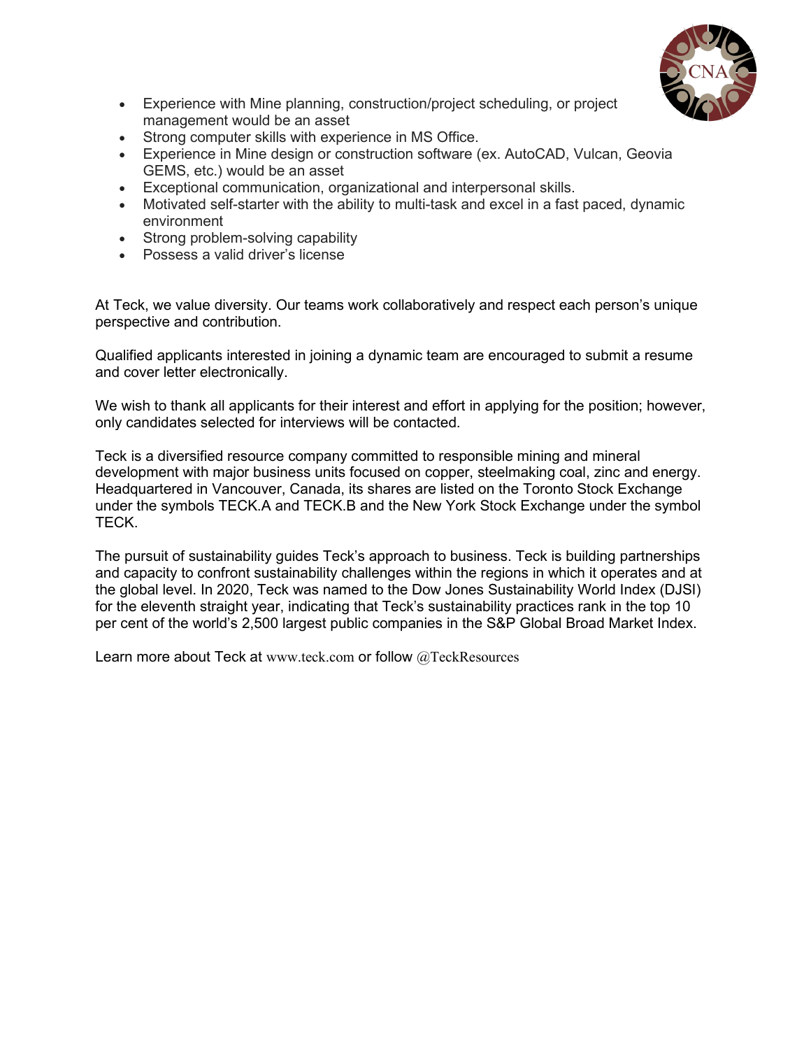- Experience with Mine planning, construction/project scheduling, or project management would be an asset
- Strong computer skills with experience in MS Office.
- Experience in Mine design or construction software (ex. AutoCAD, Vulcan, Geovia GEMS, etc.) would be an asset
- Exceptional communication, organizational and interpersonal skills.
- Motivated self-starter with the ability to multi-task and excel in a fast paced, dynamic environment
- Strong problem-solving capability
- Possess a valid driver's license

At Teck, we value diversity. Our teams work collaboratively and respect each person's unique perspective and contribution.

Qualified applicants interested in joining a dynamic team are encouraged to submit a resume and cover letter electronically.

We wish to thank all applicants for their interest and effort in applying for the position; however, only candidates selected for interviews will be contacted.

Teck is a diversified resource company committed to responsible mining and mineral development with major business units focused on copper, steelmaking coal, zinc and energy. Headquartered in Vancouver, Canada, its shares are listed on the Toronto Stock Exchange under the symbols TECK.A and TECK.B and the New York Stock Exchange under the symbol TECK.

The pursuit of sustainability guides Teck's approach to business. Teck is building partnerships and capacity to confront sustainability challenges within the regions in which it operates and at the global level. In 2020, Teck was named to the Dow Jones Sustainability World Index (DJSI) for the eleventh straight year, indicating that Teck's sustainability practices rank in the top 10 per cent of the world's 2,500 largest public companies in the S&P Global Broad Market Index.

Learn more about Teck at www.teck.com or follow @TeckResources